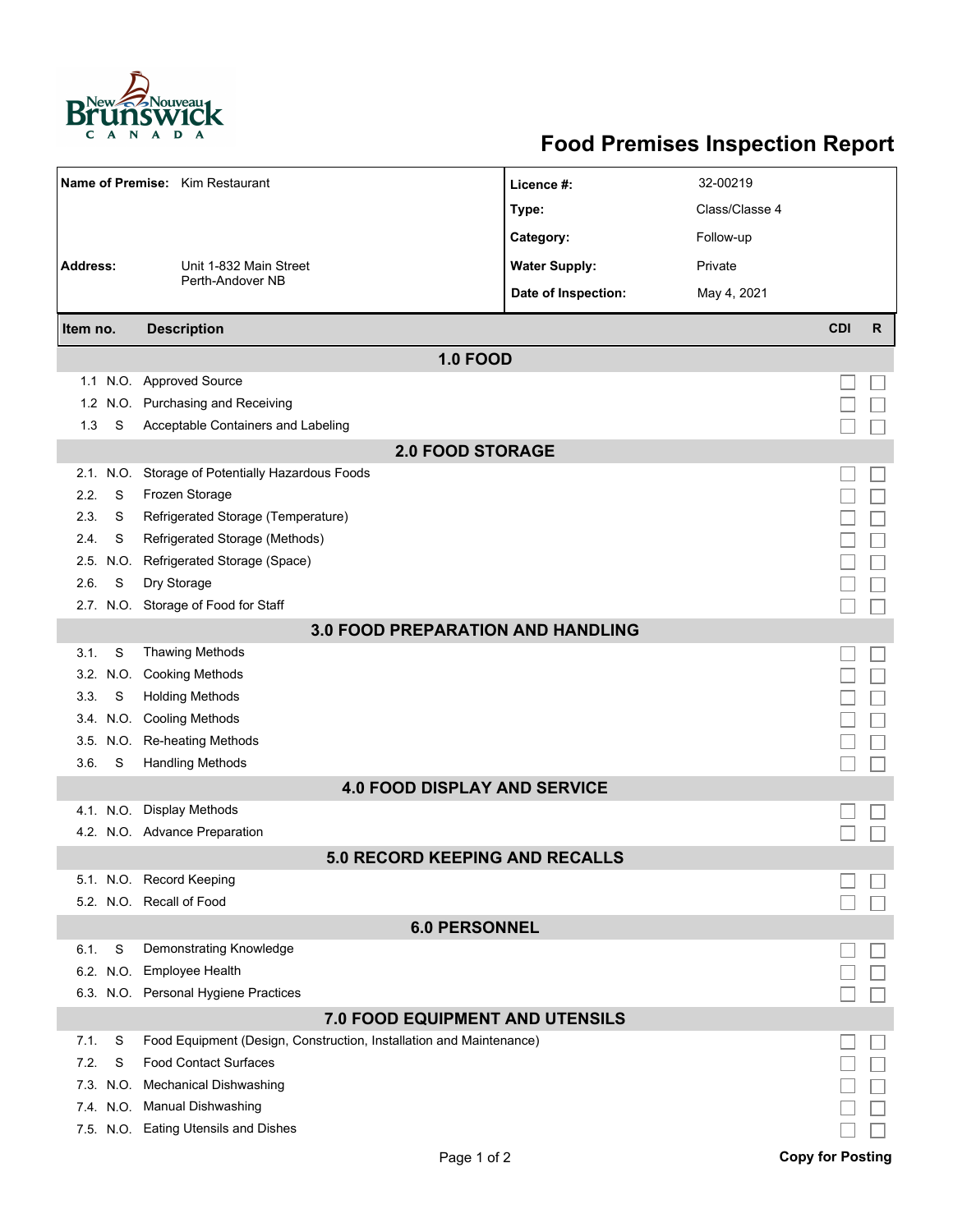# Food Premises Inspection Report

| Name of Premise: Kim Restaurant | Licence #: | 32-00219 |
|---|---|---|
| | Type: | Class/Classe 4 |
| | Category: | Follow-up |
| Address: Unit 1-832 Main Street Perth-Andover NB | Water Supply: | Private |
| | Date of Inspection: | May 4, 2021 |

| Item no. | | Description | CDI | R |
|---|---|---|---|---|
| | | **1.0 FOOD** | | |
| 1.1 | N.O. | Approved Source | ☐ | ☐ |
| 1.2 | N.O. | Purchasing and Receiving | ☐ | ☐ |
| 1.3 | S | Acceptable Containers and Labeling | ☐ | ☐ |
| | | **2.0 FOOD STORAGE** | | |
| 2.1. | N.O. | Storage of Potentially Hazardous Foods | ☐ | ☐ |
| 2.2. | S | Frozen Storage | ☐ | ☐ |
| 2.3. | S | Refrigerated Storage (Temperature) | ☐ | ☐ |
| 2.4. | S | Refrigerated Storage (Methods) | ☐ | ☐ |
| 2.5. | N.O. | Refrigerated Storage (Space) | ☐ | ☐ |
| 2.6. | S | Dry Storage | ☐ | ☐ |
| 2.7. | N.O. | Storage of Food for Staff | ☐ | ☐ |
| | | **3.0 FOOD PREPARATION AND HANDLING** | | |
| 3.1. | S | Thawing Methods | ☐ | ☐ |
| 3.2. | N.O. | Cooking Methods | ☐ | ☐ |
| 3.3. | S | Holding Methods | ☐ | ☐ |
| 3.4. | N.O. | Cooling Methods | ☐ | ☐ |
| 3.5. | N.O. | Re-heating Methods | ☐ | ☐ |
| 3.6. | S | Handling Methods | ☐ | ☐ |
| | | **4.0 FOOD DISPLAY AND SERVICE** | | |
| 4.1. | N.O. | Display Methods | ☐ | ☐ |
| 4.2. | N.O. | Advance Preparation | ☐ | ☐ |
| | | **5.0 RECORD KEEPING AND RECALLS** | | |
| 5.1. | N.O. | Record Keeping | ☐ | ☐ |
| 5.2. | N.O. | Recall of Food | ☐ | ☐ |
| | | **6.0 PERSONNEL** | | |
| 6.1. | S | Demonstrating Knowledge | ☐ | ☐ |
| 6.2. | N.O. | Employee Health | ☐ | ☐ |
| 6.3. | N.O. | Personal Hygiene Practices | ☐ | ☐ |
| | | **7.0 FOOD EQUIPMENT AND UTENSILS** | | |
| 7.1. | S | Food Equipment (Design, Construction, Installation and Maintenance) | ☐ | ☐ |
| 7.2. | S | Food Contact Surfaces | ☐ | ☐ |
| 7.3. | N.O. | Mechanical Dishwashing | ☐ | ☐ |
| 7.4. | N.O. | Manual Dishwashing | ☐ | ☐ |
| 7.5. | N.O. | Eating Utensils and Dishes | ☐ | ☐ |

**Copy for Posting**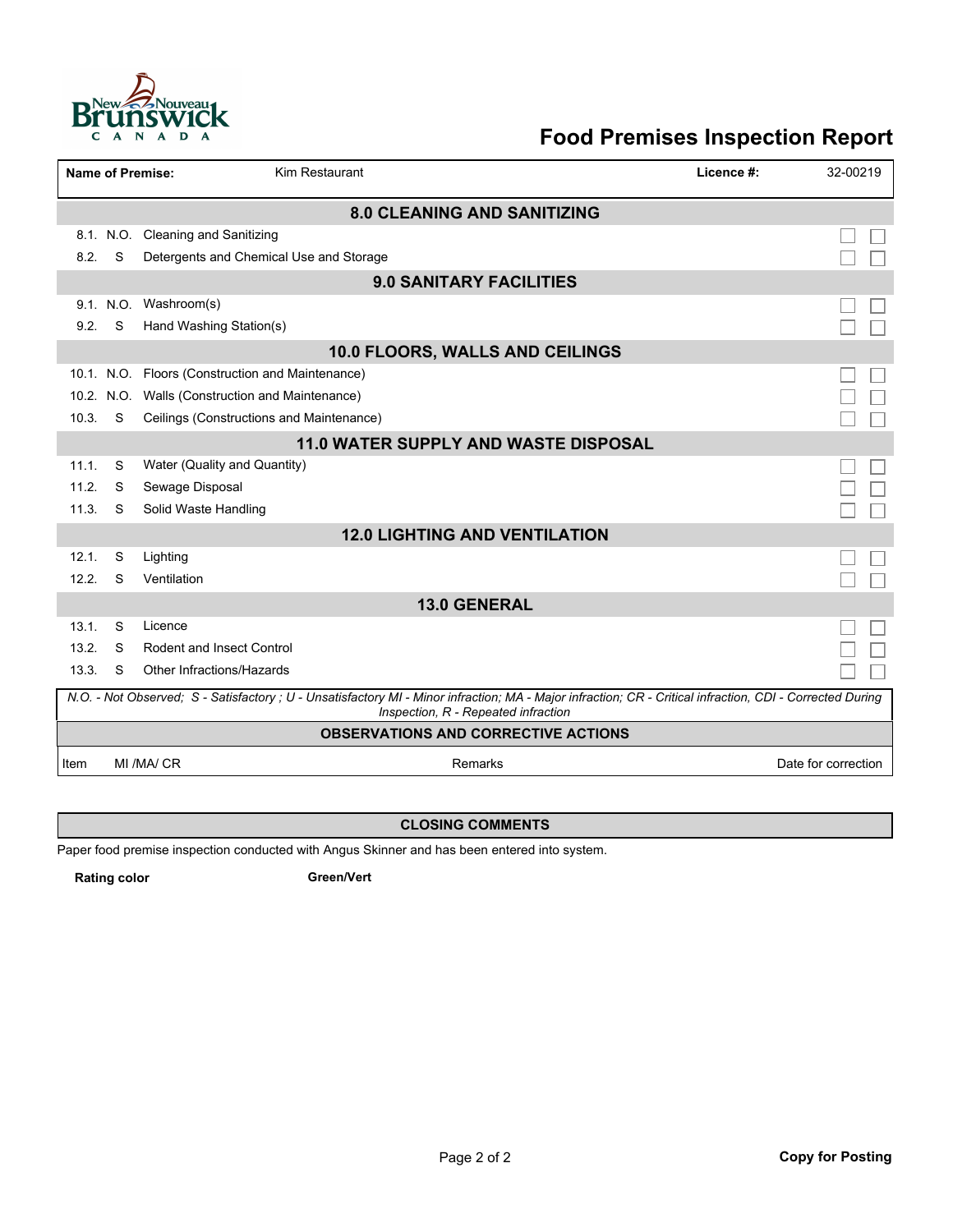# Food Premises Inspection Report

| Name of Premise: | Kim Restaurant | Licence #: | 32-00219 |
|---|---|---|---|

## 8.0 CLEANING AND SANITIZING

| | | | | |
|---|---|---|---|---|
| 8.1. | N.O. | Cleaning and Sanitizing | ☐ | ☐ |
| 8.2. | S | Detergents and Chemical Use and Storage | ☐ | ☐ |

## 9.0 SANITARY FACILITIES

| | | | | |
|---|---|---|---|---|
| 9.1. | N.O. | Washroom(s) | ☐ | ☐ |
| 9.2. | S | Hand Washing Station(s) | ☐ | ☐ |

## 10.0 FLOORS, WALLS AND CEILINGS

| | | | | |
|---|---|---|---|---|
| 10.1. | N.O. | Floors (Construction and Maintenance) | ☐ | ☐ |
| 10.2. | N.O. | Walls (Construction and Maintenance) | ☐ | ☐ |
| 10.3. | S | Ceilings (Constructions and Maintenance) | ☐ | ☐ |

## 11.0 WATER SUPPLY AND WASTE DISPOSAL

| | | | | |
|---|---|---|---|---|
| 11.1. | S | Water (Quality and Quantity) | ☐ | ☐ |
| 11.2. | S | Sewage Disposal | ☐ | ☐ |
| 11.3. | S | Solid Waste Handling | ☐ | ☐ |

## 12.0 LIGHTING AND VENTILATION

| | | | | |
|---|---|---|---|---|
| 12.1. | S | Lighting | ☐ | ☐ |
| 12.2. | S | Ventilation | ☐ | ☐ |

## 13.0 GENERAL

| | | | | |
|---|---|---|---|---|
| 13.1. | S | Licence | ☐ | ☐ |
| 13.2. | S | Rodent and Insect Control | ☐ | ☐ |
| 13.3. | S | Other Infractions/Hazards | ☐ | ☐ |

*N.O. - Not Observed; S - Satisfactory ; U - Unsatisfactory MI - Minor infraction; MA - Major infraction; CR - Critical infraction, CDI - Corrected During Inspection, R - Repeated infraction*

## OBSERVATIONS AND CORRECTIVE ACTIONS

| Item | MI /MA/ CR | Remarks | Date for correction |
|---|---|---|---|

## CLOSING COMMENTS

Paper food premise inspection conducted with Angus Skinner and has been entered into system.

**Rating color** **Green/Vert**

**Copy for Posting**